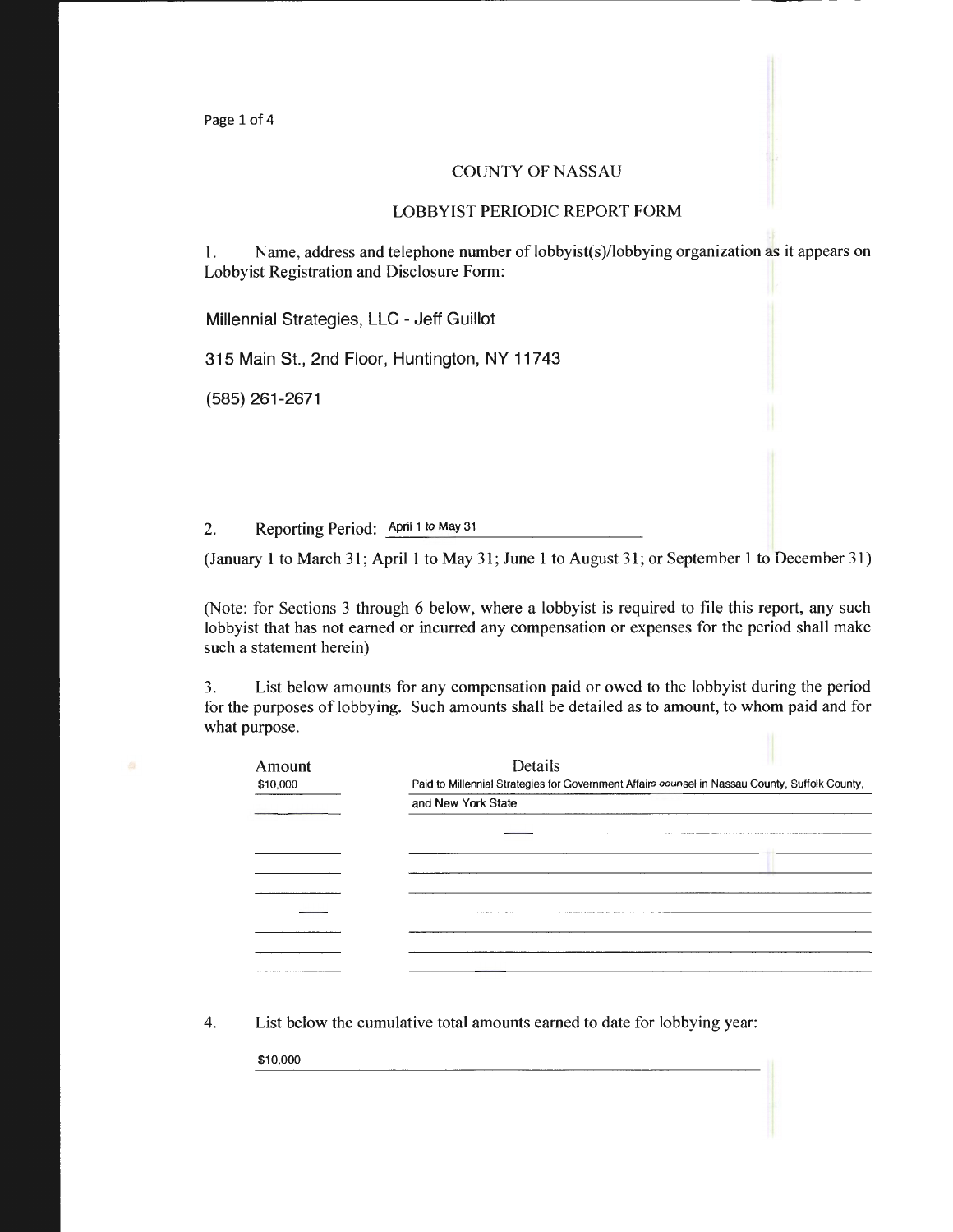# COUNTY OF NASSAU

## LOBBYIST PERIODIC REPORT FORM

1. Name, address and telephone number of lobbyist(s)/lobbying organization as it appears on Lobbyist Registration and Disclosure Form:

Millennial Strategies, LLC - Jeff Guillot

315 Main St., 2nd Floor, Huntington, NY 11743

(585) 261-2671

2. Reporting Period: April 1 to May 31

(January 1 to March 31; April 1 to May 31; June 1 to August 31; or September 1 to December 31)

(Note: for Sections 3 through 6 below, where a lobbyist is required to file this report, any such lobbyist that has not earned or incurred any compensation or expenses for the period shall make such a statement herein)

3. List below amounts for any compensation paid or owed to the lobbyist during the period for the purposes of lobbying. Such amounts shall be detailed as to amount, to whom paid and for what purpose.

| Amount | Details |
|---|---|
| $10,000 | Paid to Millennial Strategies for Government Affairs counsel in Nassau County, Suffolk County, and New York State |

4. List below the cumulative total amounts earned to date for lobbying year:

$10,000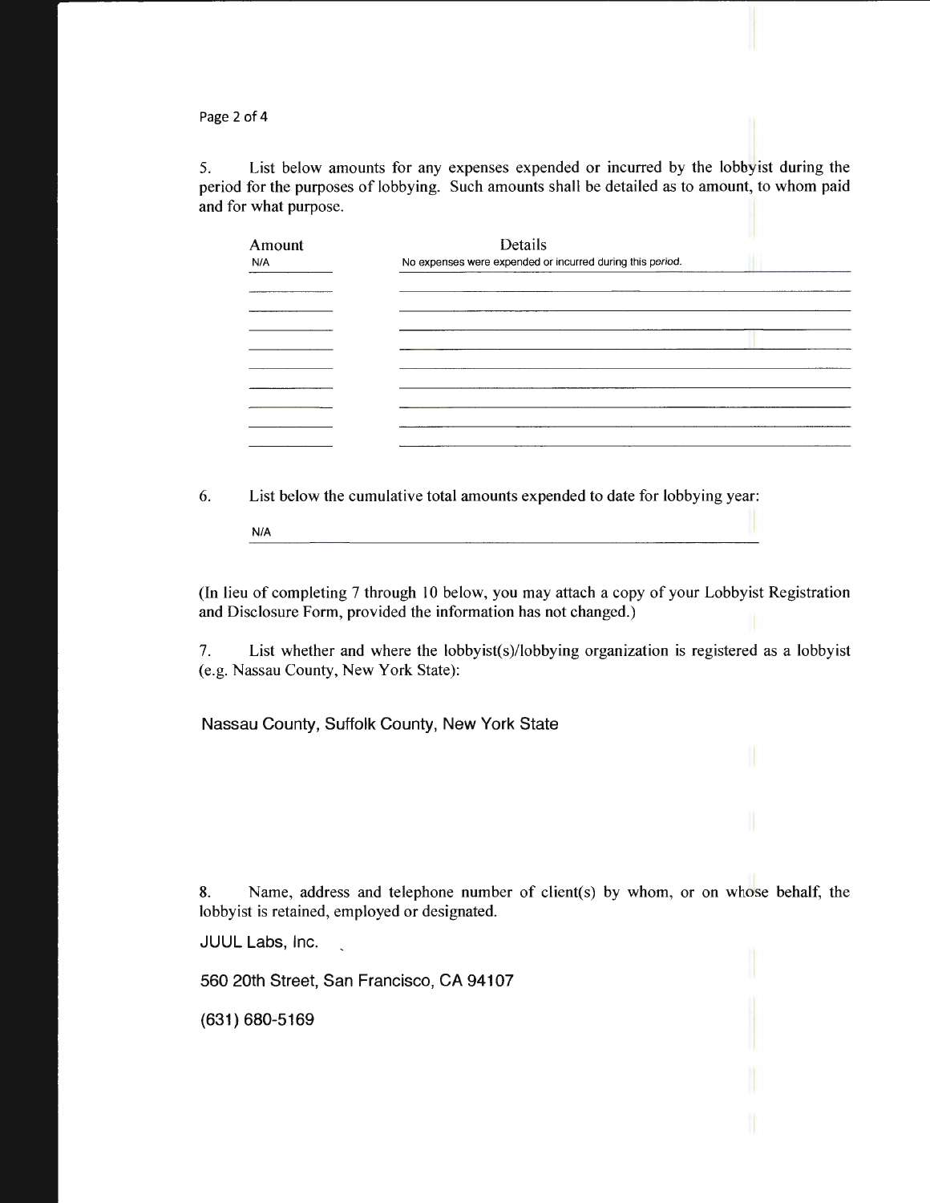5. List below amounts for any expenses expended or incurred by the lobbyist during the period for the purposes of lobbying. Such amounts shall be detailed as to amount, to whom paid and for what purpose.

| Amount | Details |
| --- | --- |
| N/A | No expenses were expended or incurred during this period. |
| | |
| | |
| | |
| | |
| | |
| | |
| | |
| | |
| | |

6. List below the cumulative total amounts expended to date for lobbying year:

N/A

(In lieu of completing 7 through 10 below, you may attach a copy of your Lobbyist Registration and Disclosure Form, provided the information has not changed.)

7. List whether and where the lobbyist(s)/lobbying organization is registered as a lobbyist (e.g. Nassau County, New York State):

Nassau County, Suffolk County, New York State

8. Name, address and telephone number of client(s) by whom, or on whose behalf, the lobbyist is retained, employed or designated.

JUUL Labs, Inc.

560 20th Street, San Francisco, CA 94107

(631) 680-5169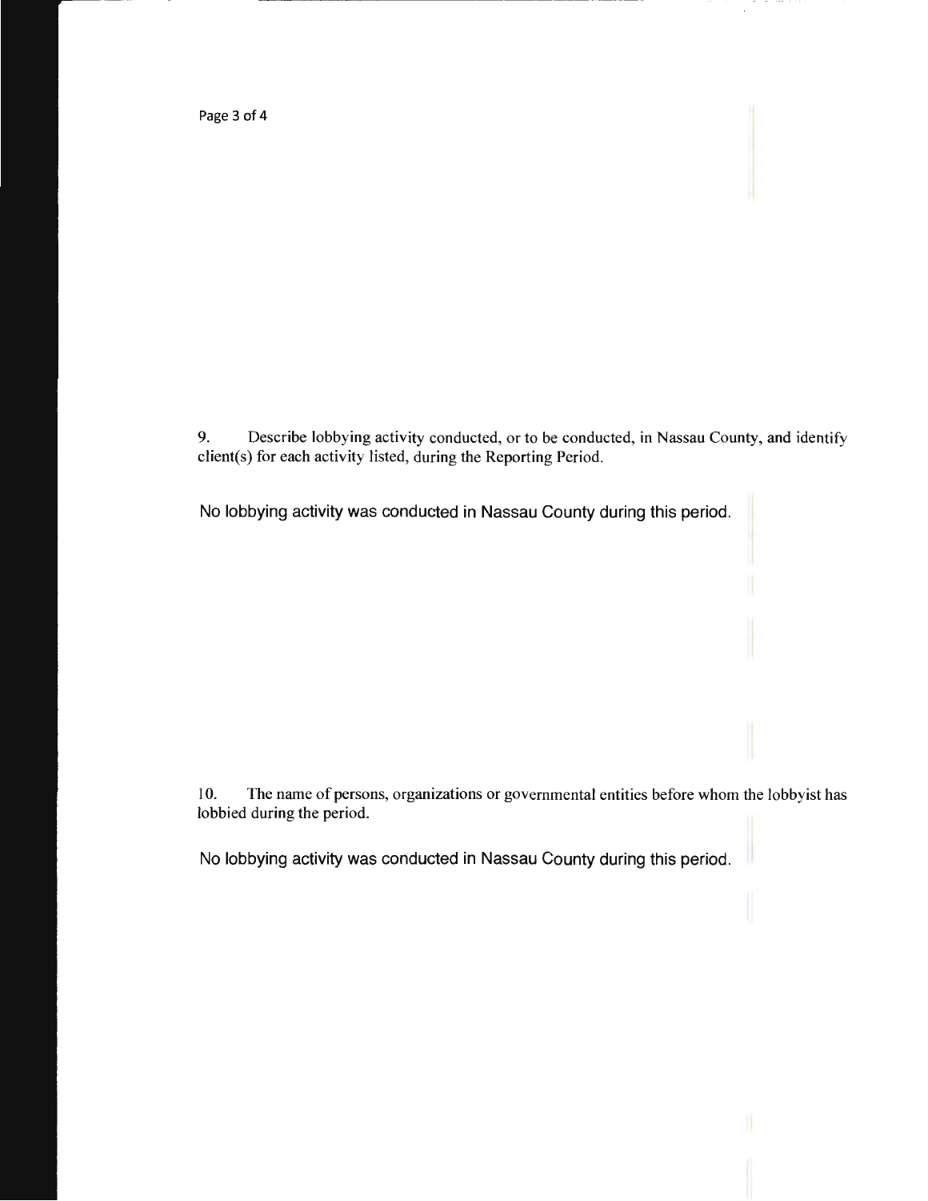9. Describe lobbying activity conducted, or to be conducted, in Nassau County, and identify client(s) for each activity listed, during the Reporting Period.

No lobbying activity was conducted in Nassau County during this period.

10. The name of persons, organizations or governmental entities before whom the lobbyist has lobbied during the period.

No lobbying activity was conducted in Nassau County during this period.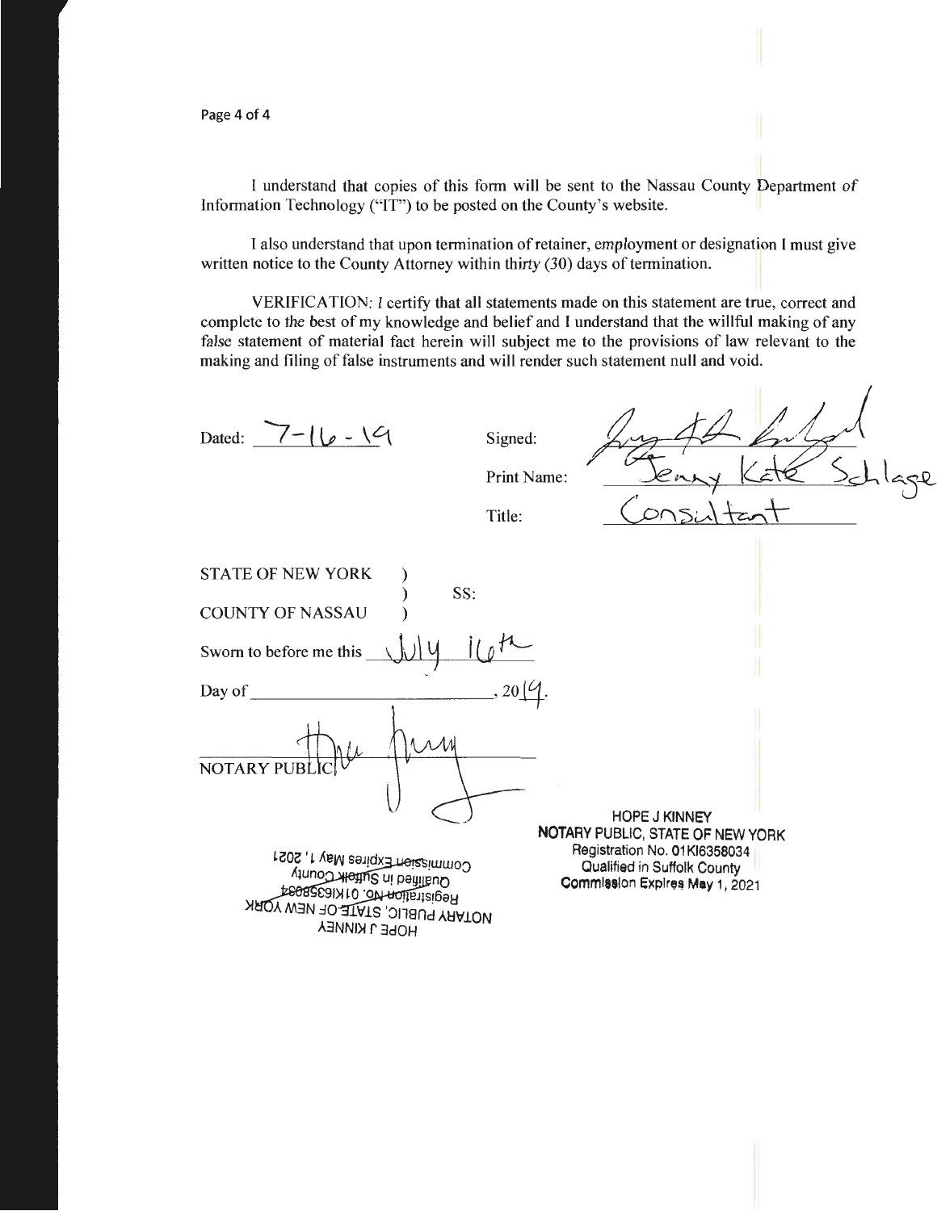I understand that copies of this form will be sent to the Nassau County Department of Information Technology ("IT") to be posted on the County's website.

I also understand that upon termination of retainer, employment or designation I must give written notice to the County Attorney within thirty (30) days of termination.

VERIFICATION: I certify that all statements made on this statement are true, correct and complete to the best of my knowledge and belief and I understand that the willful making of any false statement of material fact herein will subject me to the provisions of law relevant to the making and filing of false instruments and will render such statement null and void.

Dated: 7-16-19

Signed:

Print Name: Jenny Kate Schlage

Title: Consultant

STATE OF NEW YORK )
) SS:
COUNTY OF NASSAU )

Sworn to before me this July 16th

Day of ____________, 2019.

NOTARY PUBLIC

HOPE J KINNEY
NOTARY PUBLIC, STATE OF NEW YORK
Registration No. 01KI6358034
Qualified in Suffolk County
Commission Expires May 1, 2021